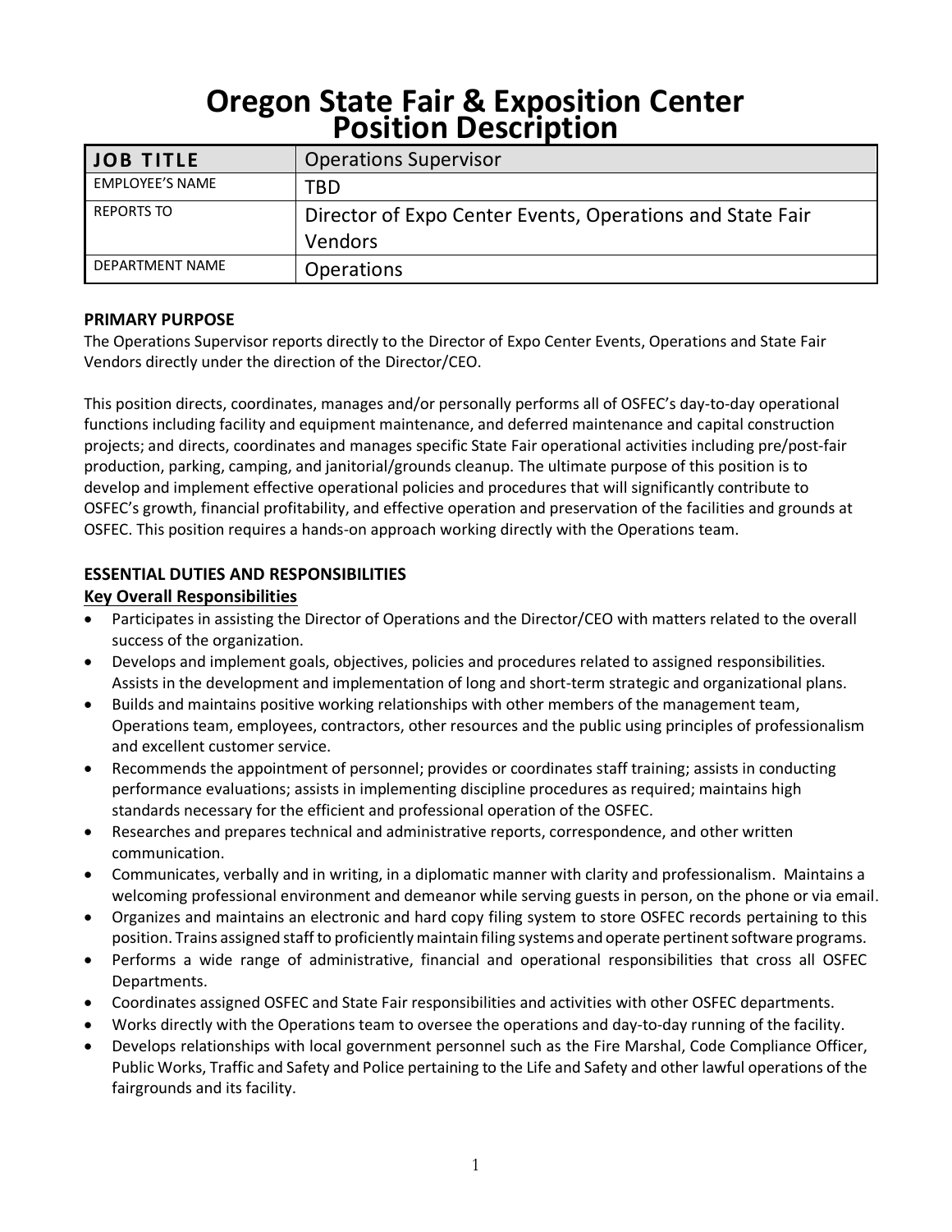# Oregon State Fair & Exposition Center
# Position Description

| JOB TITLE | Operations Supervisor |
|---|---|
| EMPLOYEE'S NAME | TBD |
| REPORTS TO | Director of Expo Center Events, Operations and State Fair Vendors |
| DEPARTMENT NAME | Operations |

**PRIMARY PURPOSE**

The Operations Supervisor reports directly to the Director of Expo Center Events, Operations and State Fair Vendors directly under the direction of the Director/CEO.

This position directs, coordinates, manages and/or personally performs all of OSFEC's day-to-day operational functions including facility and equipment maintenance, and deferred maintenance and capital construction projects; and directs, coordinates and manages specific State Fair operational activities including pre/post-fair production, parking, camping, and janitorial/grounds cleanup. The ultimate purpose of this position is to develop and implement effective operational policies and procedures that will significantly contribute to OSFEC's growth, financial profitability, and effective operation and preservation of the facilities and grounds at OSFEC. This position requires a hands-on approach working directly with the Operations team.

**ESSENTIAL DUTIES AND RESPONSIBILITIES**

**Key Overall Responsibilities**

- Participates in assisting the Director of Operations and the Director/CEO with matters related to the overall success of the organization.
- Develops and implement goals, objectives, policies and procedures related to assigned responsibilities. Assists in the development and implementation of long and short-term strategic and organizational plans.
- Builds and maintains positive working relationships with other members of the management team, Operations team, employees, contractors, other resources and the public using principles of professionalism and excellent customer service.
- Recommends the appointment of personnel; provides or coordinates staff training; assists in conducting performance evaluations; assists in implementing discipline procedures as required; maintains high standards necessary for the efficient and professional operation of the OSFEC.
- Researches and prepares technical and administrative reports, correspondence, and other written communication.
- Communicates, verbally and in writing, in a diplomatic manner with clarity and professionalism. Maintains a welcoming professional environment and demeanor while serving guests in person, on the phone or via email.
- Organizes and maintains an electronic and hard copy filing system to store OSFEC records pertaining to this position. Trains assigned staff to proficiently maintain filing systems and operate pertinent software programs.
- Performs a wide range of administrative, financial and operational responsibilities that cross all OSFEC Departments.
- Coordinates assigned OSFEC and State Fair responsibilities and activities with other OSFEC departments.
- Works directly with the Operations team to oversee the operations and day-to-day running of the facility.
- Develops relationships with local government personnel such as the Fire Marshal, Code Compliance Officer, Public Works, Traffic and Safety and Police pertaining to the Life and Safety and other lawful operations of the fairgrounds and its facility.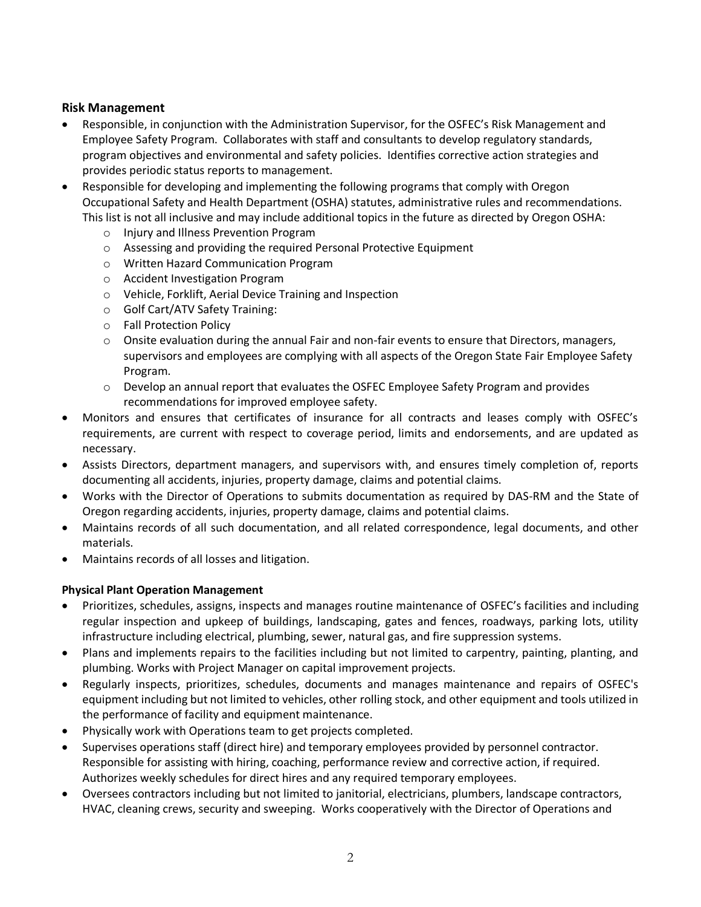### Risk Management

- Responsible, in conjunction with the Administration Supervisor, for the OSFEC's Risk Management and Employee Safety Program. Collaborates with staff and consultants to develop regulatory standards, program objectives and environmental and safety policies. Identifies corrective action strategies and provides periodic status reports to management.
- Responsible for developing and implementing the following programs that comply with Oregon Occupational Safety and Health Department (OSHA) statutes, administrative rules and recommendations. This list is not all inclusive and may include additional topics in the future as directed by Oregon OSHA:
  - Injury and Illness Prevention Program
  - Assessing and providing the required Personal Protective Equipment
  - Written Hazard Communication Program
  - Accident Investigation Program
  - Vehicle, Forklift, Aerial Device Training and Inspection
  - Golf Cart/ATV Safety Training:
  - Fall Protection Policy
  - Onsite evaluation during the annual Fair and non-fair events to ensure that Directors, managers, supervisors and employees are complying with all aspects of the Oregon State Fair Employee Safety Program.
  - Develop an annual report that evaluates the OSFEC Employee Safety Program and provides recommendations for improved employee safety.
- Monitors and ensures that certificates of insurance for all contracts and leases comply with OSFEC's requirements, are current with respect to coverage period, limits and endorsements, and are updated as necessary.
- Assists Directors, department managers, and supervisors with, and ensures timely completion of, reports documenting all accidents, injuries, property damage, claims and potential claims.
- Works with the Director of Operations to submits documentation as required by DAS-RM and the State of Oregon regarding accidents, injuries, property damage, claims and potential claims.
- Maintains records of all such documentation, and all related correspondence, legal documents, and other materials.
- Maintains records of all losses and litigation.

#### Physical Plant Operation Management

- Prioritizes, schedules, assigns, inspects and manages routine maintenance of OSFEC's facilities and including regular inspection and upkeep of buildings, landscaping, gates and fences, roadways, parking lots, utility infrastructure including electrical, plumbing, sewer, natural gas, and fire suppression systems.
- Plans and implements repairs to the facilities including but not limited to carpentry, painting, planting, and plumbing. Works with Project Manager on capital improvement projects.
- Regularly inspects, prioritizes, schedules, documents and manages maintenance and repairs of OSFEC's equipment including but not limited to vehicles, other rolling stock, and other equipment and tools utilized in the performance of facility and equipment maintenance.
- Physically work with Operations team to get projects completed.
- Supervises operations staff (direct hire) and temporary employees provided by personnel contractor. Responsible for assisting with hiring, coaching, performance review and corrective action, if required. Authorizes weekly schedules for direct hires and any required temporary employees.
- Oversees contractors including but not limited to janitorial, electricians, plumbers, landscape contractors, HVAC, cleaning crews, security and sweeping. Works cooperatively with the Director of Operations and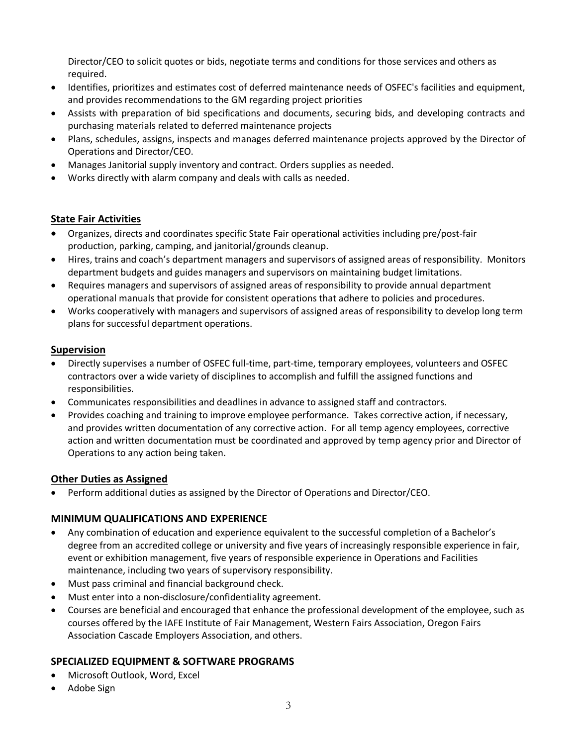Director/CEO to solicit quotes or bids, negotiate terms and conditions for those services and others as required.

- Identifies, prioritizes and estimates cost of deferred maintenance needs of OSFEC's facilities and equipment, and provides recommendations to the GM regarding project priorities
- Assists with preparation of bid specifications and documents, securing bids, and developing contracts and purchasing materials related to deferred maintenance projects
- Plans, schedules, assigns, inspects and manages deferred maintenance projects approved by the Director of Operations and Director/CEO.
- Manages Janitorial supply inventory and contract. Orders supplies as needed.
- Works directly with alarm company and deals with calls as needed.

**State Fair Activities**

- Organizes, directs and coordinates specific State Fair operational activities including pre/post-fair production, parking, camping, and janitorial/grounds cleanup.
- Hires, trains and coach's department managers and supervisors of assigned areas of responsibility. Monitors department budgets and guides managers and supervisors on maintaining budget limitations.
- Requires managers and supervisors of assigned areas of responsibility to provide annual department operational manuals that provide for consistent operations that adhere to policies and procedures.
- Works cooperatively with managers and supervisors of assigned areas of responsibility to develop long term plans for successful department operations.

**Supervision**

- Directly supervises a number of OSFEC full-time, part-time, temporary employees, volunteers and OSFEC contractors over a wide variety of disciplines to accomplish and fulfill the assigned functions and responsibilities.
- Communicates responsibilities and deadlines in advance to assigned staff and contractors.
- Provides coaching and training to improve employee performance. Takes corrective action, if necessary, and provides written documentation of any corrective action. For all temp agency employees, corrective action and written documentation must be coordinated and approved by temp agency prior and Director of Operations to any action being taken.

**Other Duties as Assigned**

- Perform additional duties as assigned by the Director of Operations and Director/CEO.

## MINIMUM QUALIFICATIONS AND EXPERIENCE

- Any combination of education and experience equivalent to the successful completion of a Bachelor's degree from an accredited college or university and five years of increasingly responsible experience in fair, event or exhibition management, five years of responsible experience in Operations and Facilities maintenance, including two years of supervisory responsibility.
- Must pass criminal and financial background check.
- Must enter into a non-disclosure/confidentiality agreement.
- Courses are beneficial and encouraged that enhance the professional development of the employee, such as courses offered by the IAFE Institute of Fair Management, Western Fairs Association, Oregon Fairs Association Cascade Employers Association, and others.

## SPECIALIZED EQUIPMENT & SOFTWARE PROGRAMS

- Microsoft Outlook, Word, Excel
- Adobe Sign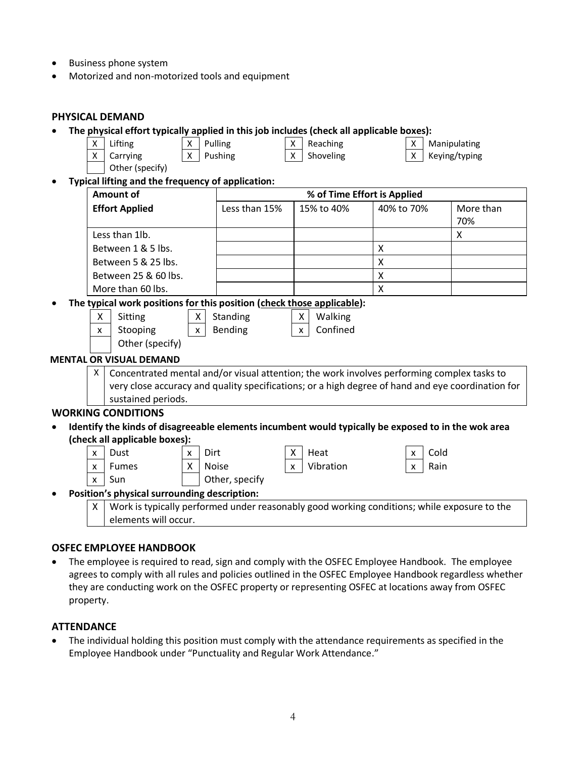- Business phone system
- Motorized and non-motorized tools and equipment

## PHYSICAL DEMAND

- **The physical effort typically applied in this job includes (check all applicable boxes):**

| | | | | | | | |
|---|---|---|---|---|---|---|---|
| X | Lifting | X | Pulling | X | Reaching | X | Manipulating |
| X | Carrying | X | Pushing | X | Shoveling | X | Keying/typing |
| | Other (specify) | | | | | | |

- **Typical lifting and the frequency of application:**

| Amount of Effort Applied | % of Time Effort is Applied | | | |
|---|---|---|---|---|
| | Less than 15% | 15% to 40% | 40% to 70% | More than 70% |
| Less than 1lb. | | | | X |
| Between 1 & 5 lbs. | | | X | |
| Between 5 & 25 lbs. | | | X | |
| Between 25 & 60 lbs. | | | X | |
| More than 60 lbs. | | | X | |

- **The typical work positions for this position (check those applicable):**

| | | | | | |
|---|---|---|---|---|---|
| X | Sitting | X | Standing | X | Walking |
| x | Stooping | x | Bending | x | Confined |
| | Other (specify) | | | | |

## MENTAL OR VISUAL DEMAND

| | |
|---|---|
| X | Concentrated mental and/or visual attention; the work involves performing complex tasks to very close accuracy and quality specifications; or a high degree of hand and eye coordination for sustained periods. |

## WORKING CONDITIONS

- **Identify the kinds of disagreeable elements incumbent would typically be exposed to in the wok area (check all applicable boxes):**

| | | | | | | | |
|---|---|---|---|---|---|---|---|
| x | Dust | x | Dirt | X | Heat | x | Cold |
| x | Fumes | X | Noise | x | Vibration | x | Rain |
| x | Sun | | Other, specify | | | | |

- **Position's physical surrounding description:**

| | |
|---|---|
| X | Work is typically performed under reasonably good working conditions; while exposure to the elements will occur. |

## OSFEC EMPLOYEE HANDBOOK

- The employee is required to read, sign and comply with the OSFEC Employee Handbook. The employee agrees to comply with all rules and policies outlined in the OSFEC Employee Handbook regardless whether they are conducting work on the OSFEC property or representing OSFEC at locations away from OSFEC property.

## ATTENDANCE

- The individual holding this position must comply with the attendance requirements as specified in the Employee Handbook under "Punctuality and Regular Work Attendance."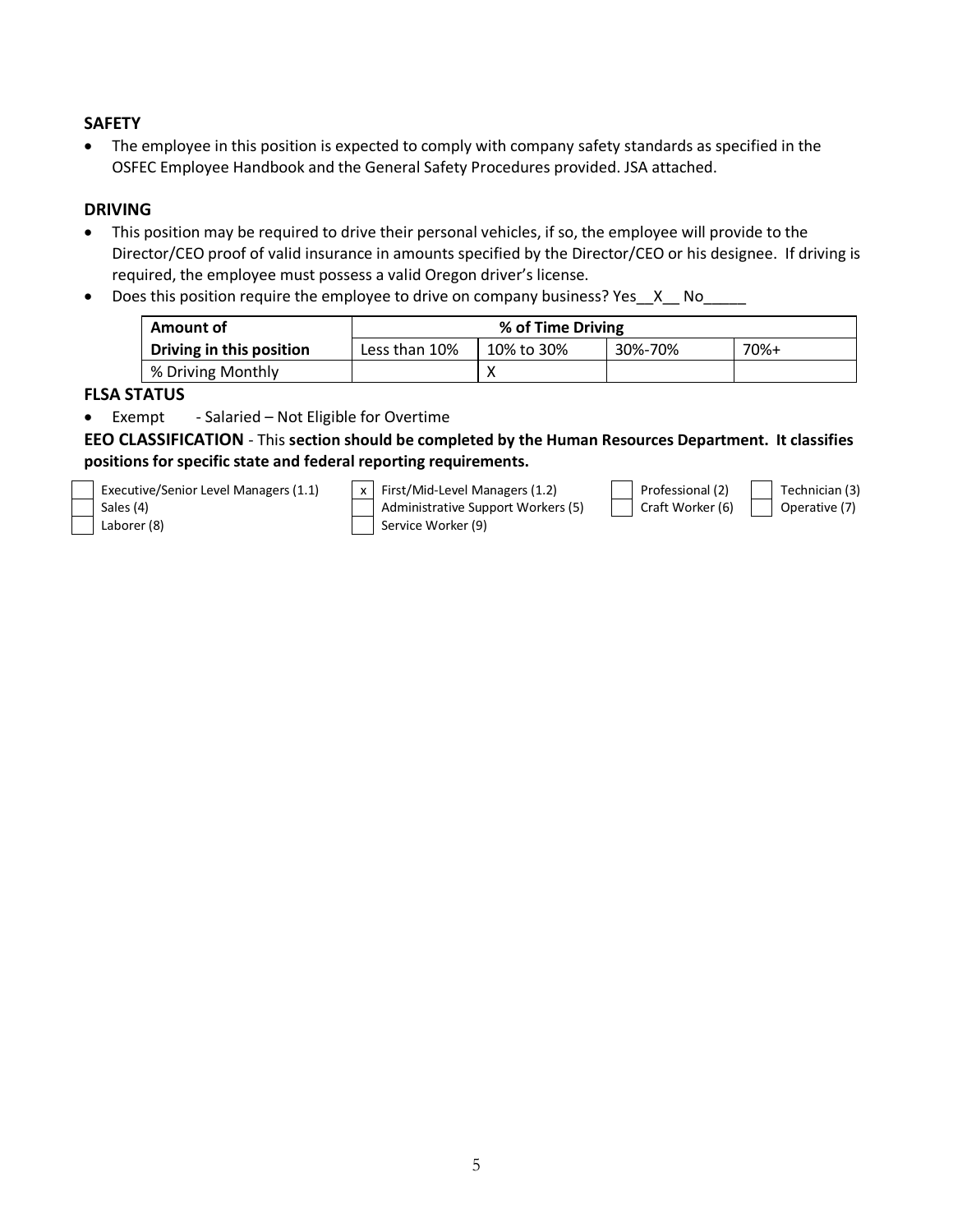## SAFETY

- The employee in this position is expected to comply with company safety standards as specified in the OSFEC Employee Handbook and the General Safety Procedures provided. JSA attached.

## DRIVING

- This position may be required to drive their personal vehicles, if so, the employee will provide to the Director/CEO proof of valid insurance in amounts specified by the Director/CEO or his designee. If driving is required, the employee must possess a valid Oregon driver's license.
- Does this position require the employee to drive on company business? Yes__X__ No_____

| **Amount of** | **% of Time Driving** | | | |
|---|---|---|---|---|
| **Driving in this position** | Less than 10% | 10% to 30% | 30%-70% | 70%+ |
| % Driving Monthly | | X | | |

## FLSA STATUS

- Exempt - Salaried – Not Eligible for Overtime

**EEO CLASSIFICATION** - This **section should be completed by the Human Resources Department. It classifies positions for specific state and federal reporting requirements.**

- [ ] Executive/Senior Level Managers (1.1)
- [x] First/Mid-Level Managers (1.2)
- [ ] Professional (2)
- [ ] Technician (3)
- [ ] Sales (4)
- [ ] Administrative Support Workers (5)
- [ ] Craft Worker (6)
- [ ] Operative (7)
- [ ] Laborer (8)
- [ ] Service Worker (9)